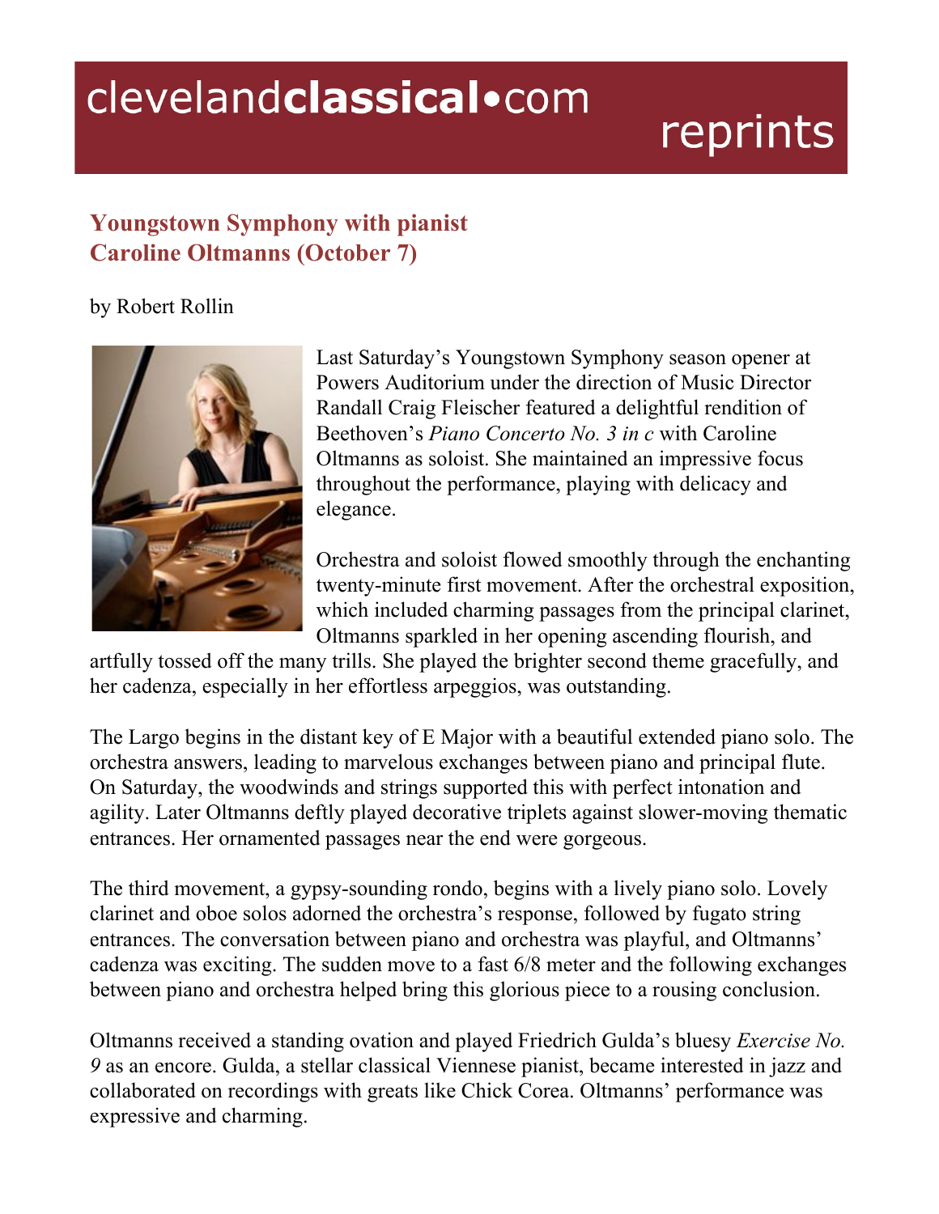# clevelandclassical•com reprints

## Youngstown Symphony with pianist Caroline Oltmanns (October 7)

by Robert Rollin

Last Saturday's Youngstown Symphony season opener at Powers Auditorium under the direction of Music Director Randall Craig Fleischer featured a delightful rendition of Beethoven's *Piano Concerto No. 3 in c* with Caroline Oltmanns as soloist. She maintained an impressive focus throughout the performance, playing with delicacy and elegance.

Orchestra and soloist flowed smoothly through the enchanting twenty-minute first movement. After the orchestral exposition, which included charming passages from the principal clarinet, Oltmanns sparkled in her opening ascending flourish, and artfully tossed off the many trills. She played the brighter second theme gracefully, and her cadenza, especially in her effortless arpeggios, was outstanding.

The Largo begins in the distant key of E Major with a beautiful extended piano solo. The orchestra answers, leading to marvelous exchanges between piano and principal flute. On Saturday, the woodwinds and strings supported this with perfect intonation and agility. Later Oltmanns deftly played decorative triplets against slower-moving thematic entrances. Her ornamented passages near the end were gorgeous.

The third movement, a gypsy-sounding rondo, begins with a lively piano solo. Lovely clarinet and oboe solos adorned the orchestra's response, followed by fugato string entrances. The conversation between piano and orchestra was playful, and Oltmanns' cadenza was exciting. The sudden move to a fast 6/8 meter and the following exchanges between piano and orchestra helped bring this glorious piece to a rousing conclusion.

Oltmanns received a standing ovation and played Friedrich Gulda's bluesy *Exercise No. 9* as an encore. Gulda, a stellar classical Viennese pianist, became interested in jazz and collaborated on recordings with greats like Chick Corea. Oltmanns' performance was expressive and charming.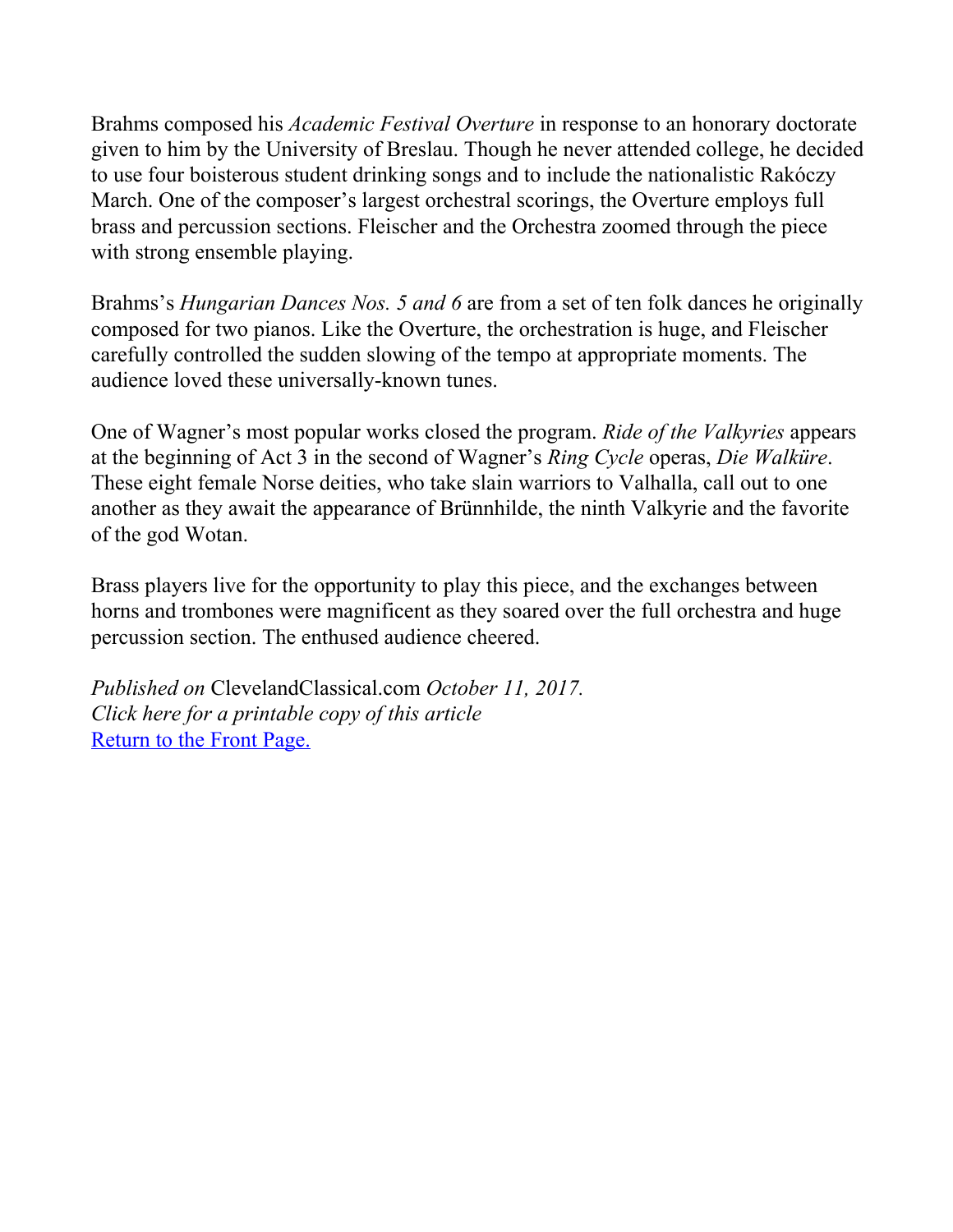Brahms composed his *Academic Festival Overture* in response to an honorary doctorate given to him by the University of Breslau. Though he never attended college, he decided to use four boisterous student drinking songs and to include the nationalistic Rakóczy March. One of the composer's largest orchestral scorings, the Overture employs full brass and percussion sections. Fleischer and the Orchestra zoomed through the piece with strong ensemble playing.

Brahms's *Hungarian Dances Nos. 5 and 6* are from a set of ten folk dances he originally composed for two pianos. Like the Overture, the orchestration is huge, and Fleischer carefully controlled the sudden slowing of the tempo at appropriate moments. The audience loved these universally-known tunes.

One of Wagner's most popular works closed the program. *Ride of the Valkyries* appears at the beginning of Act 3 in the second of Wagner's *Ring Cycle* operas, *Die Walküre*. These eight female Norse deities, who take slain warriors to Valhalla, call out to one another as they await the appearance of Brünnhilde, the ninth Valkyrie and the favorite of the god Wotan.

Brass players live for the opportunity to play this piece, and the exchanges between horns and trombones were magnificent as they soared over the full orchestra and huge percussion section. The enthused audience cheered.

*Published on* ClevelandClassical.com *October 11, 2017.*
*Click here for a printable copy of this article*
Return to the Front Page.